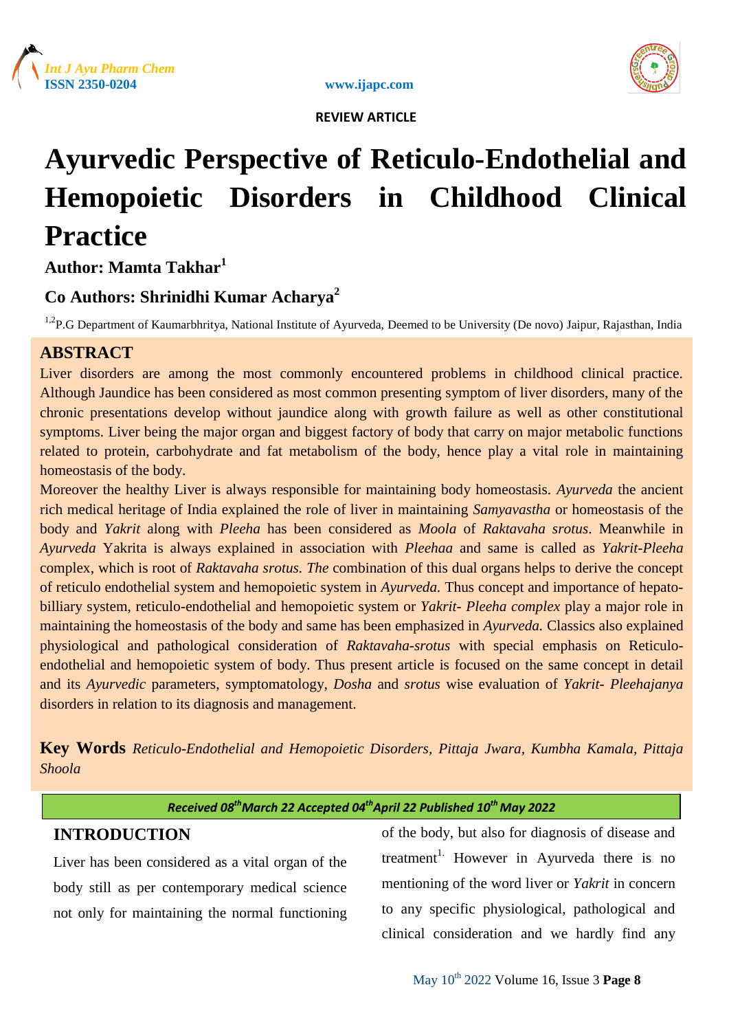REVIEW ARTICLE

# Ayurvedic Perspective of Reticulo-Endothelial and Hemopoietic Disorders in Childhood Clinical Practice

**Author: Mamta Takhar[1]**

**Co Authors: Shrinidhi Kumar Acharya[2]**

[1,2]P.G Department of Kaumarbhritya, National Institute of Ayurveda, Deemed to be University (De novo) Jaipur, Rajasthan, India

## ABSTRACT

Liver disorders are among the most commonly encountered problems in childhood clinical practice. Although Jaundice has been considered as most common presenting symptom of liver disorders, many of the chronic presentations develop without jaundice along with growth failure as well as other constitutional symptoms. Liver being the major organ and biggest factory of body that carry on major metabolic functions related to protein, carbohydrate and fat metabolism of the body, hence play a vital role in maintaining homeostasis of the body.

Moreover the healthy Liver is always responsible for maintaining body homeostasis. *Ayurveda* the ancient rich medical heritage of India explained the role of liver in maintaining *Samyavastha* or homeostasis of the body and *Yakrit* along with *Pleeha* has been considered as *Moola* of *Raktavaha srotus*. Meanwhile in *Ayurveda* Yakrita is always explained in association with *Pleehaa* and same is called as *Yakrit-Pleeha* complex, which is root of *Raktavaha srotus. The* combination of this dual organs helps to derive the concept of reticulo endothelial system and hemopoietic system in *Ayurveda.* Thus concept and importance of hepato-billiary system, reticulo-endothelial and hemopoietic system or *Yakrit- Pleeha complex* play a major role in maintaining the homeostasis of the body and same has been emphasized in *Ayurveda.* Classics also explained physiological and pathological consideration of *Raktavaha-srotus* with special emphasis on Reticulo-endothelial and hemopoietic system of body. Thus present article is focused on the same concept in detail and its *Ayurvedic* parameters, symptomatology, *Dosha* and *srotus* wise evaluation of *Yakrit- Pleehajanya* disorders in relation to its diagnosis and management.

**Key Words** *Reticulo-Endothelial and Hemopoietic Disorders, Pittaja Jwara, Kumbha Kamala, Pittaja Shoola*

*Received 08th March 22 Accepted 04th April 22 Published 10th May 2022*

## INTRODUCTION

Liver has been considered as a vital organ of the body still as per contemporary medical science not only for maintaining the normal functioning of the body, but also for diagnosis of disease and treatment[1]. However in Ayurveda there is no mentioning of the word liver or *Yakrit* in concern to any specific physiological, pathological and clinical consideration and we hardly find any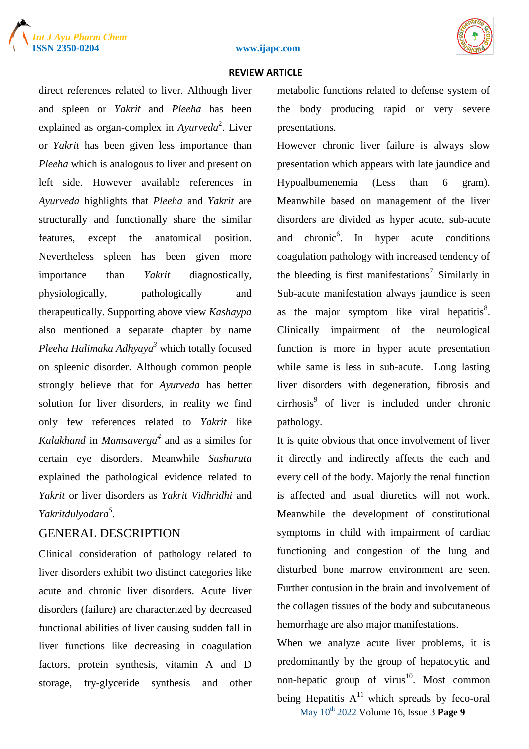direct references related to liver. Although liver and spleen or *Yakrit* and *Pleeha* has been explained as organ-complex in *Ayurveda*[2]. Liver or *Yakrit* has been given less importance than *Pleeha* which is analogous to liver and present on left side. However available references in *Ayurveda* highlights that *Pleeha* and *Yakrit* are structurally and functionally share the similar features, except the anatomical position. Nevertheless spleen has been given more importance than *Yakrit* diagnostically, physiologically, pathologically and therapeutically. Supporting above view *Kashaypa* also mentioned a separate chapter by name *Pleeha Halimaka Adhyaya*[3] which totally focused on spleenic disorder. Although common people strongly believe that for *Ayurveda* has better solution for liver disorders, in reality we find only few references related to *Yakrit* like *Kalakhand* in *Mamsaverga*[4] and as a similes for certain eye disorders. Meanwhile *Sushuruta* explained the pathological evidence related to *Yakrit* or liver disorders as *Yakrit Vidhridhi* and *Yakritdulyodara*[5].

## GENERAL DESCRIPTION

Clinical consideration of pathology related to liver disorders exhibit two distinct categories like acute and chronic liver disorders. Acute liver disorders (failure) are characterized by decreased functional abilities of liver causing sudden fall in liver functions like decreasing in coagulation factors, protein synthesis, vitamin A and D storage, try-glyceride synthesis and other metabolic functions related to defense system of the body producing rapid or very severe presentations.

However chronic liver failure is always slow presentation which appears with late jaundice and Hypoalbumenemia (Less than 6 gram). Meanwhile based on management of the liver disorders are divided as hyper acute, sub-acute and chronic[6]. In hyper acute conditions coagulation pathology with increased tendency of the bleeding is first manifestations[7]. Similarly in Sub-acute manifestation always jaundice is seen as the major symptom like viral hepatitis[8]. Clinically impairment of the neurological function is more in hyper acute presentation while same is less in sub-acute. Long lasting liver disorders with degeneration, fibrosis and cirrhosis[9] of liver is included under chronic pathology.

It is quite obvious that once involvement of liver it directly and indirectly affects the each and every cell of the body. Majorly the renal function is affected and usual diuretics will not work. Meanwhile the development of constitutional symptoms in child with impairment of cardiac functioning and congestion of the lung and disturbed bone marrow environment are seen. Further contusion in the brain and involvement of the collagen tissues of the body and subcutaneous hemorrhage are also major manifestations.

When we analyze acute liver problems, it is predominantly by the group of hepatocytic and non-hepatic group of virus[10]. Most common being Hepatitis A[11] which spreads by feco-oral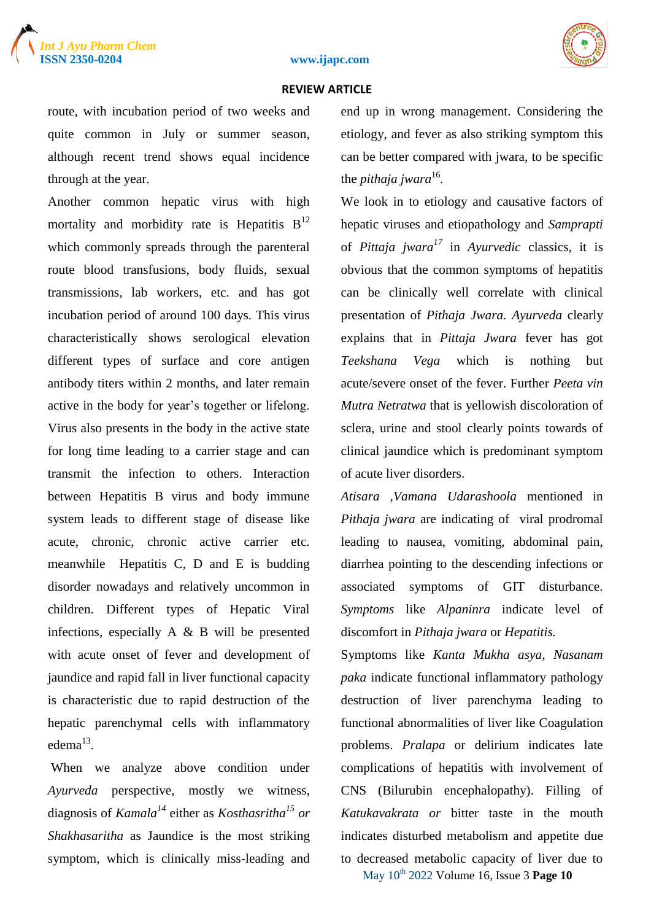route, with incubation period of two weeks and quite common in July or summer season, although recent trend shows equal incidence through at the year.

Another common hepatic virus with high mortality and morbidity rate is Hepatitis B[12] which commonly spreads through the parenteral route blood transfusions, body fluids, sexual transmissions, lab workers, etc. and has got incubation period of around 100 days. This virus characteristically shows serological elevation different types of surface and core antigen antibody titers within 2 months, and later remain active in the body for year's together or lifelong. Virus also presents in the body in the active state for long time leading to a carrier stage and can transmit the infection to others. Interaction between Hepatitis B virus and body immune system leads to different stage of disease like acute, chronic, chronic active carrier etc. meanwhile Hepatitis C, D and E is budding disorder nowadays and relatively uncommon in children. Different types of Hepatic Viral infections, especially A & B will be presented with acute onset of fever and development of jaundice and rapid fall in liver functional capacity is characteristic due to rapid destruction of the hepatic parenchymal cells with inflammatory edema[13].

When we analyze above condition under *Ayurveda* perspective, mostly we witness, diagnosis of *Kamala*[14] either as *Kosthasritha*[15] *or Shakhasaritha* as Jaundice is the most striking symptom, which is clinically miss-leading and end up in wrong management. Considering the etiology, and fever as also striking symptom this can be better compared with jwara, to be specific the *pithaja jwara*[16].

We look in to etiology and causative factors of hepatic viruses and etiopathology and *Samprapti* of *Pittaja jwara*[17] in *Ayurvedic* classics, it is obvious that the common symptoms of hepatitis can be clinically well correlate with clinical presentation of *Pithaja Jwara. Ayurveda* clearly explains that in *Pittaja Jwara* fever has got *Teekshana Vega* which is nothing but acute/severe onset of the fever. Further *Peeta vin Mutra Netratwa* that is yellowish discoloration of sclera, urine and stool clearly points towards of clinical jaundice which is predominant symptom of acute liver disorders.

*Atisara ,Vamana Udarashoola* mentioned in *Pithaja jwara* are indicating of viral prodromal leading to nausea, vomiting, abdominal pain, diarrhea pointing to the descending infections or associated symptoms of GIT disturbance. *Symptoms* like *Alpaninra* indicate level of discomfort in *Pithaja jwara* or *Hepatitis.*

Symptoms like *Kanta Mukha asya, Nasanam paka* indicate functional inflammatory pathology destruction of liver parenchyma leading to functional abnormalities of liver like Coagulation problems. *Pralapa* or delirium indicates late complications of hepatitis with involvement of CNS (Bilurubin encephalopathy). Filling of *Katukavakrata or* bitter taste in the mouth indicates disturbed metabolism and appetite due to decreased metabolic capacity of liver due to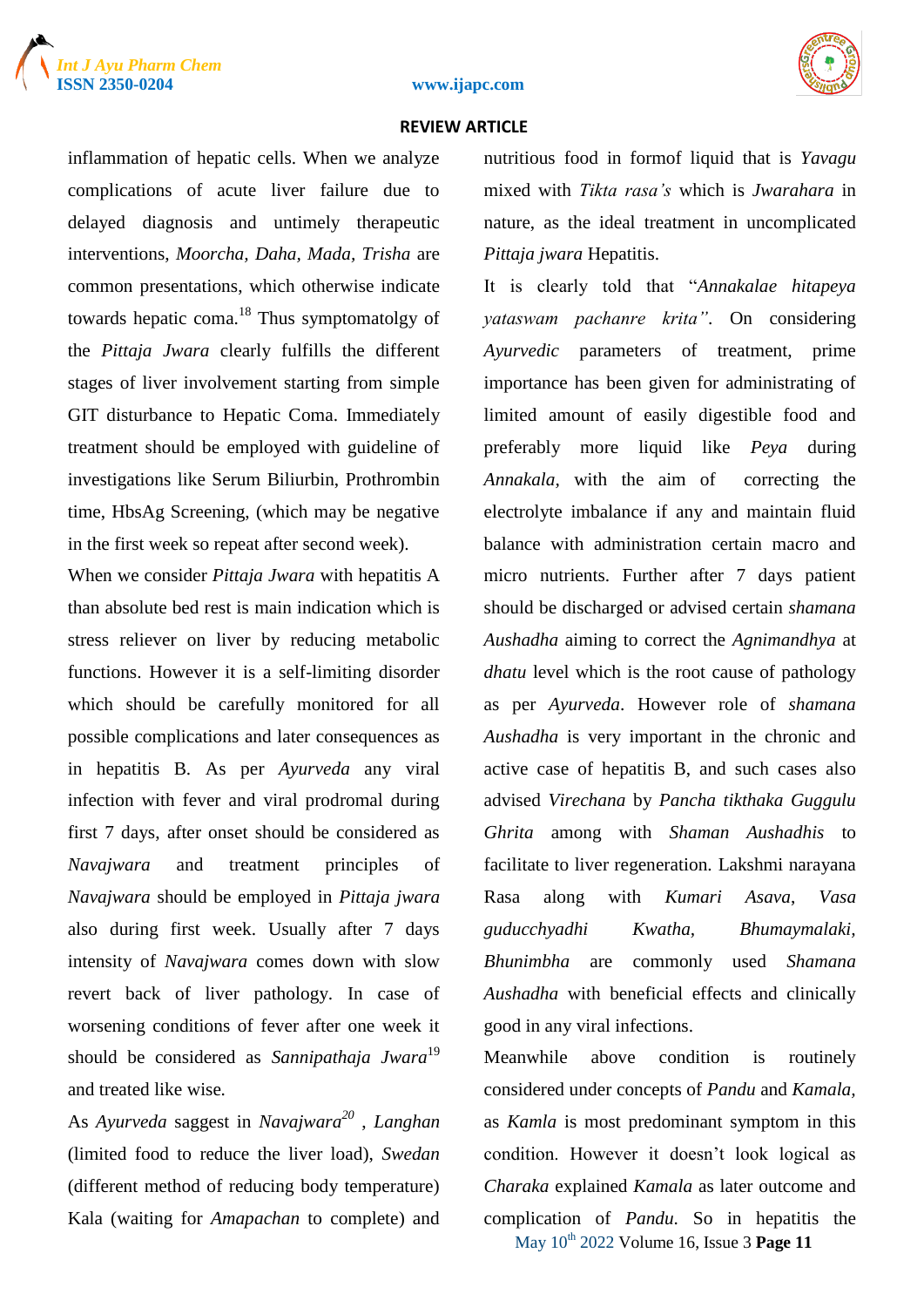inflammation of hepatic cells. When we analyze complications of acute liver failure due to delayed diagnosis and untimely therapeutic interventions, *Moorcha, Daha, Mada, Trisha* are common presentations, which otherwise indicate towards hepatic coma.[18] Thus symptomatolgy of the *Pittaja Jwara* clearly fulfills the different stages of liver involvement starting from simple GIT disturbance to Hepatic Coma. Immediately treatment should be employed with guideline of investigations like Serum Biliurbin, Prothrombin time, HbsAg Screening, (which may be negative in the first week so repeat after second week).

When we consider *Pittaja Jwara* with hepatitis A than absolute bed rest is main indication which is stress reliever on liver by reducing metabolic functions. However it is a self-limiting disorder which should be carefully monitored for all possible complications and later consequences as in hepatitis B. As per *Ayurveda* any viral infection with fever and viral prodromal during first 7 days, after onset should be considered as *Navajwara* and treatment principles of *Navajwara* should be employed in *Pittaja jwara* also during first week. Usually after 7 days intensity of *Navajwara* comes down with slow revert back of liver pathology. In case of worsening conditions of fever after one week it should be considered as *Sannipathaja Jwara*[19] and treated like wise.

As *Ayurveda* saggest in *Navajwara*[20] , *Langhan* (limited food to reduce the liver load), *Swedan* (different method of reducing body temperature) Kala (waiting for *Amapachan* to complete) and nutritious food in formof liquid that is *Yavagu* mixed with *Tikta rasa's* which is *Jwarahara* in nature, as the ideal treatment in uncomplicated *Pittaja jwara* Hepatitis.

It is clearly told that "*Annakalae hitapeya yataswam pachanre krita"*. On considering *Ayurvedic* parameters of treatment, prime importance has been given for administrating of limited amount of easily digestible food and preferably more liquid like *Peya* during *Annakala*, with the aim of correcting the electrolyte imbalance if any and maintain fluid balance with administration certain macro and micro nutrients. Further after 7 days patient should be discharged or advised certain *shamana Aushadha* aiming to correct the *Agnimandhya* at *dhatu* level which is the root cause of pathology as per *Ayurveda*. However role of *shamana Aushadha* is very important in the chronic and active case of hepatitis B, and such cases also advised *Virechana* by *Pancha tikthaka Guggulu Ghrita* among with *Shaman Aushadhis* to facilitate to liver regeneration. Lakshmi narayana Rasa along with *Kumari Asava, Vasa guducchyadhi Kwatha, Bhumaymalaki, Bhunimbha* are commonly used *Shamana Aushadha* with beneficial effects and clinically good in any viral infections.

Meanwhile above condition is routinely considered under concepts of *Pandu* and *Kamala*, as *Kamla* is most predominant symptom in this condition. However it doesn't look logical as *Charaka* explained *Kamala* as later outcome and complication of *Pandu*. So in hepatitis the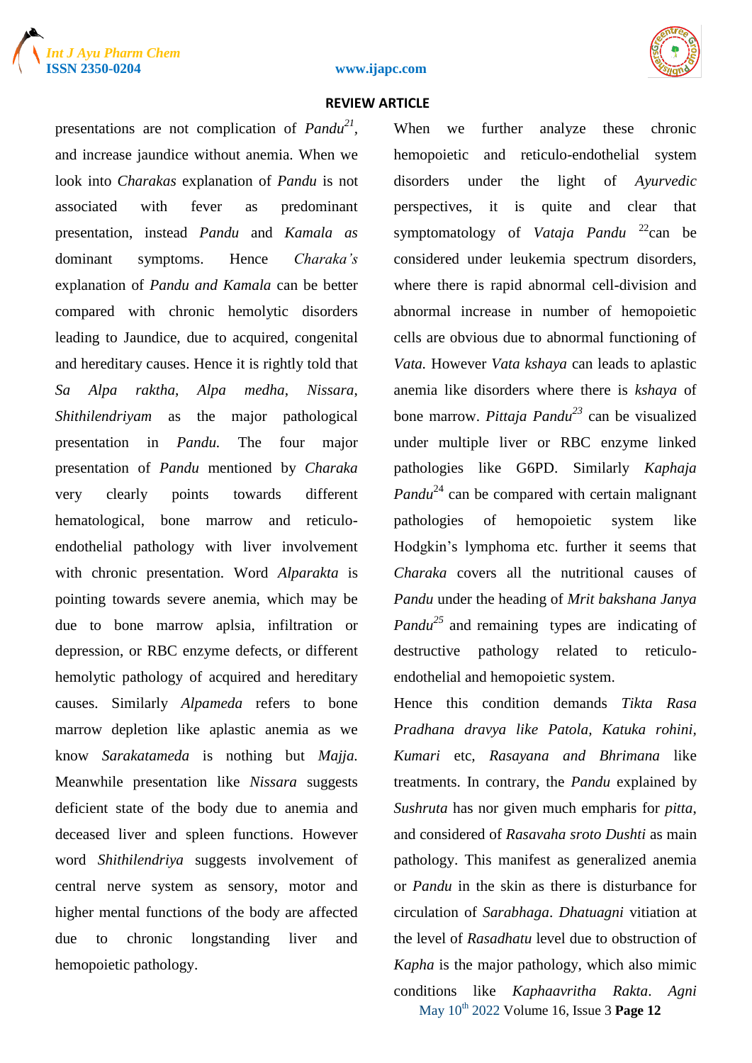presentations are not complication of *Pandu*[21], and increase jaundice without anemia. When we look into *Charakas* explanation of *Pandu* is not associated with fever as predominant presentation, instead *Pandu* and *Kamala as* dominant symptoms. Hence *Charaka's* explanation of *Pandu and Kamala* can be better compared with chronic hemolytic disorders leading to Jaundice, due to acquired, congenital and hereditary causes. Hence it is rightly told that *Sa Alpa raktha*, *Alpa medha*, *Nissara*, *Shithilendriyam* as the major pathological presentation in *Pandu.* The four major presentation of *Pandu* mentioned by *Charaka* very clearly points towards different hematological, bone marrow and reticulo-endothelial pathology with liver involvement with chronic presentation. Word *Alparakta* is pointing towards severe anemia, which may be due to bone marrow aplsia, infiltration or depression, or RBC enzyme defects, or different hemolytic pathology of acquired and hereditary causes. Similarly *Alpameda* refers to bone marrow depletion like aplastic anemia as we know *Sarakatameda* is nothing but *Majja.* Meanwhile presentation like *Nissara* suggests deficient state of the body due to anemia and deceased liver and spleen functions. However word *Shithilendriya* suggests involvement of central nerve system as sensory, motor and higher mental functions of the body are affected due to chronic longstanding liver and hemopoietic pathology.

When we further analyze these chronic hemopoietic and reticulo-endothelial system disorders under the light of *Ayurvedic* perspectives, it is quite and clear that symptomatology of *Vataja Pandu* [22]can be considered under leukemia spectrum disorders, where there is rapid abnormal cell-division and abnormal increase in number of hemopoietic cells are obvious due to abnormal functioning of *Vata.* However *Vata kshaya* can leads to aplastic anemia like disorders where there is *kshaya* of bone marrow. *Pittaja Pandu*[23] can be visualized under multiple liver or RBC enzyme linked pathologies like G6PD. Similarly *Kaphaja Pandu*[24] can be compared with certain malignant pathologies of hemopoietic system like Hodgkin's lymphoma etc. further it seems that *Charaka* covers all the nutritional causes of *Pandu* under the heading of *Mrit bakshana Janya Pandu*[25] and remaining types are indicating of destructive pathology related to reticulo-endothelial and hemopoietic system.

Hence this condition demands *Tikta Rasa Pradhana dravya like Patola, Katuka rohini, Kumari* etc, *Rasayana and Bhrimana* like treatments. In contrary, the *Pandu* explained by *Sushruta* has nor given much empharis for *pitta*, and considered of *Rasavaha sroto Dushti* as main pathology. This manifest as generalized anemia or *Pandu* in the skin as there is disturbance for circulation of *Sarabhaga*. *Dhatuagni* vitiation at the level of *Rasadhatu* level due to obstruction of *Kapha* is the major pathology, which also mimic conditions like *Kaphaavritha Rakta*. *Agni*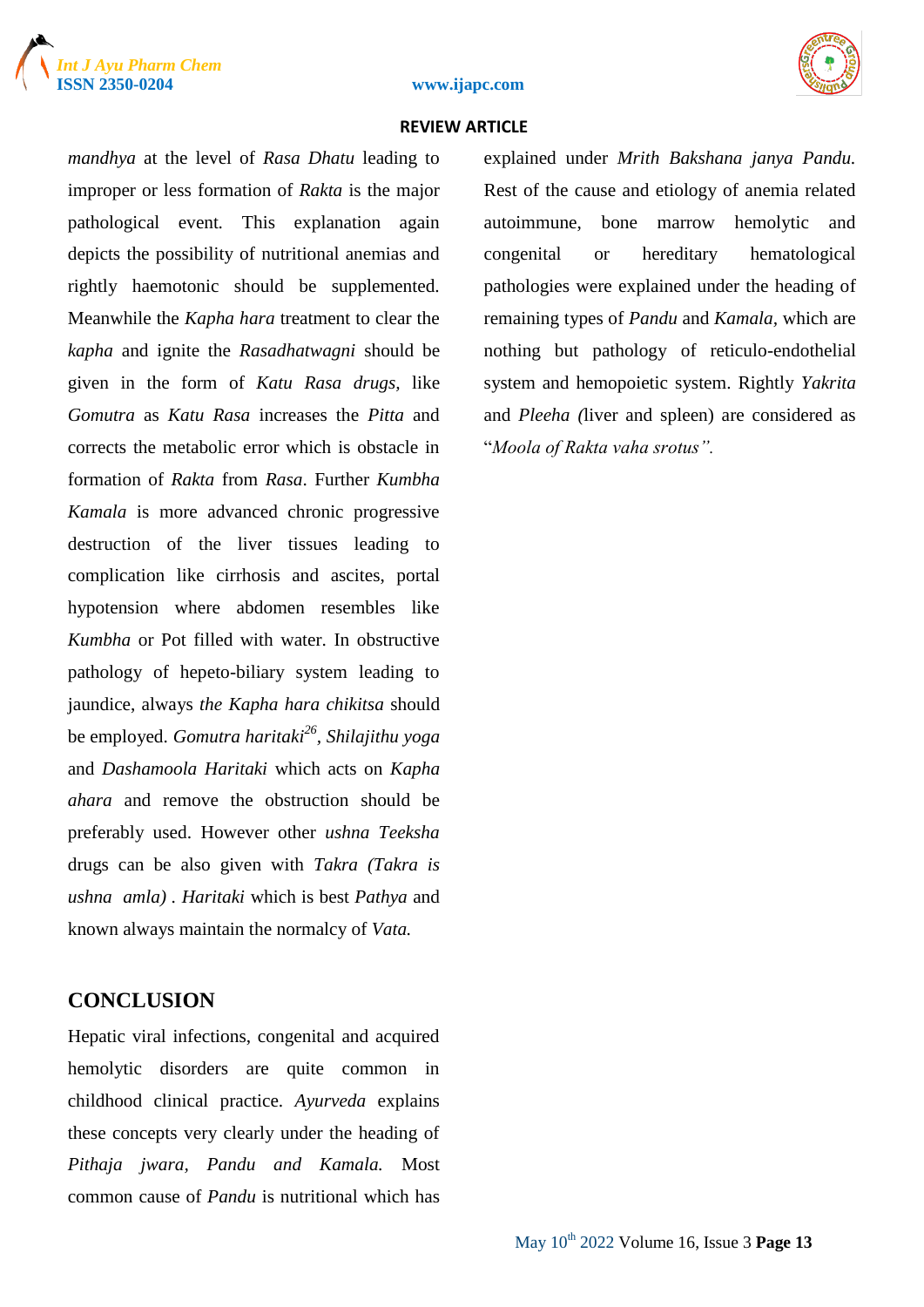*mandhya* at the level of *Rasa Dhatu* leading to improper or less formation of *Rakta* is the major pathological event. This explanation again depicts the possibility of nutritional anemias and rightly haemotonic should be supplemented. Meanwhile the *Kapha hara* treatment to clear the *kapha* and ignite the *Rasadhatwagni* should be given in the form of *Katu Rasa drugs*, like *Gomutra* as *Katu Rasa* increases the *Pitta* and corrects the metabolic error which is obstacle in formation of *Rakta* from *Rasa*. Further *Kumbha Kamala* is more advanced chronic progressive destruction of the liver tissues leading to complication like cirrhosis and ascites, portal hypotension where abdomen resembles like *Kumbha* or Pot filled with water. In obstructive pathology of hepeto-biliary system leading to jaundice, always *the Kapha hara chikitsa* should be employed. *Gomutra haritaki*[26], *Shilajithu yoga* and *Dashamoola Haritaki* which acts on *Kapha ahara* and remove the obstruction should be preferably used. However other *ushna Teeksha* drugs can be also given with *Takra (Takra is ushna amla)* . *Haritaki* which is best *Pathya* and known always maintain the normalcy of *Vata.*

## CONCLUSION

Hepatic viral infections, congenital and acquired hemolytic disorders are quite common in childhood clinical practice. *Ayurveda* explains these concepts very clearly under the heading of *Pithaja jwara*, *Pandu and Kamala.* Most common cause of *Pandu* is nutritional which has explained under *Mrith Bakshana janya Pandu.* Rest of the cause and etiology of anemia related autoimmune, bone marrow hemolytic and congenital or hereditary hematological pathologies were explained under the heading of remaining types of *Pandu* and *Kamala*, which are nothing but pathology of reticulo-endothelial system and hemopoietic system. Rightly *Yakrita* and *Pleeha (*liver and spleen) are considered as "*Moola of Rakta vaha srotus".*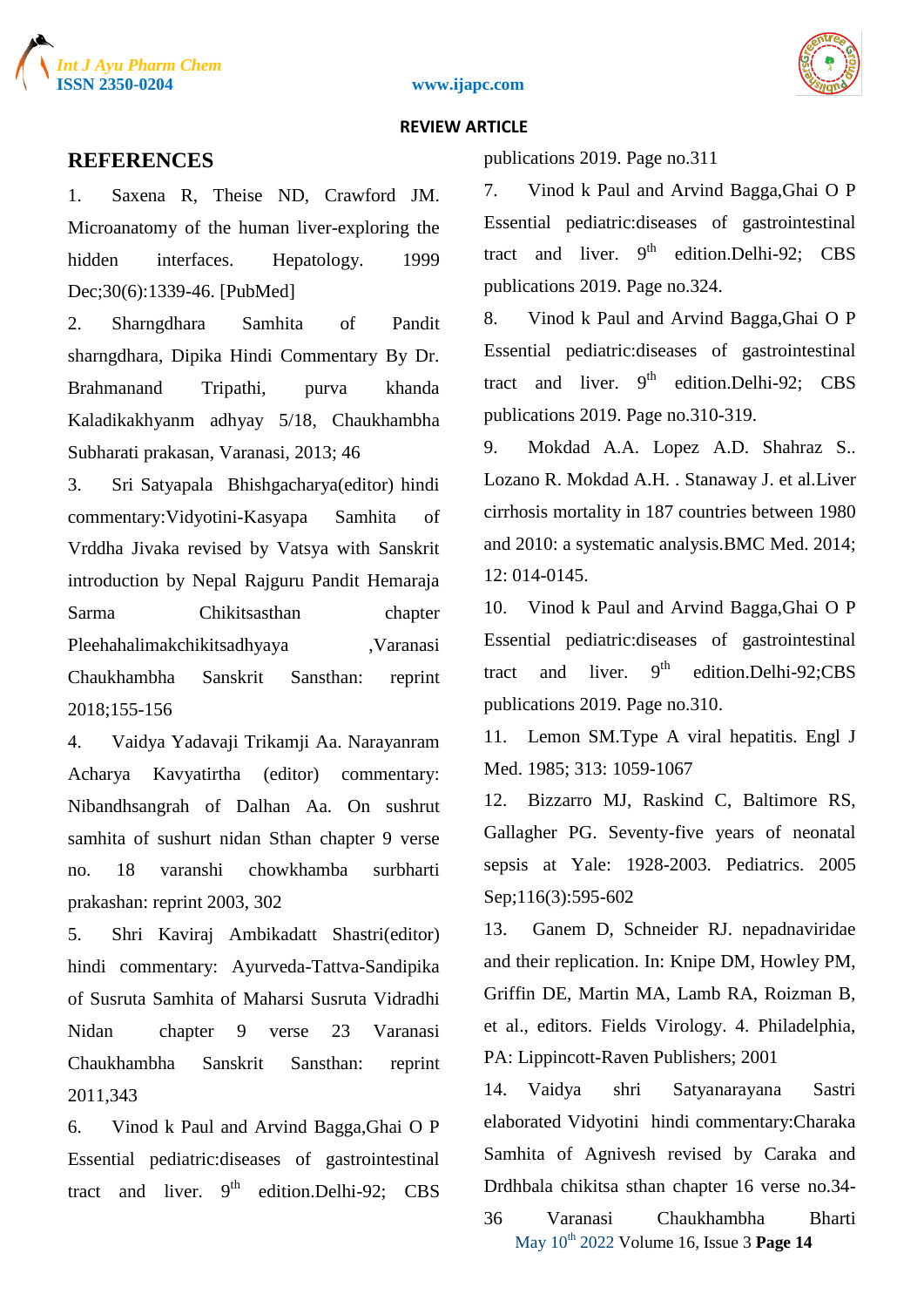## REFERENCES

1. Saxena R, Theise ND, Crawford JM. Microanatomy of the human liver-exploring the hidden interfaces. Hepatology. 1999 Dec;30(6):1339-46. [PubMed]
2. Sharngdhara Samhita of Pandit sharngdhara, Dipika Hindi Commentary By Dr. Brahmanand Tripathi, purva khanda Kaladikakhyanm adhyay 5/18, Chaukhambha Subharati prakasan, Varanasi, 2013; 46
3. Sri Satyapala Bhishgacharya(editor) hindi commentary:Vidyotini-Kasyapa Samhita of Vrddha Jivaka revised by Vatsya with Sanskrit introduction by Nepal Rajguru Pandit Hemaraja Sarma Chikitsasthan chapter Pleehahalimakchikitsadhyaya ,Varanasi Chaukhambha Sanskrit Sansthan: reprint 2018;155-156
4. Vaidya Yadavaji Trikamji Aa. Narayanram Acharya Kavyatirtha (editor) commentary: Nibandhsangrah of Dalhan Aa. On sushrut samhita of sushurt nidan Sthan chapter 9 verse no. 18 varanshi chowkhamba surbharti prakashan: reprint 2003, 302
5. Shri Kaviraj Ambikadatt Shastri(editor) hindi commentary: Ayurveda-Tattva-Sandipika of Susruta Samhita of Maharsi Susruta Vidradhi Nidan chapter 9 verse 23 Varanasi Chaukhambha Sanskrit Sansthan: reprint 2011,343
6. Vinod k Paul and Arvind Bagga,Ghai O P Essential pediatric:diseases of gastrointestinal tract and liver. 9th edition.Delhi-92; CBS publications 2019. Page no.311
7. Vinod k Paul and Arvind Bagga,Ghai O P Essential pediatric:diseases of gastrointestinal tract and liver. 9th edition.Delhi-92; CBS publications 2019. Page no.324.
8. Vinod k Paul and Arvind Bagga,Ghai O P Essential pediatric:diseases of gastrointestinal tract and liver. 9th edition.Delhi-92; CBS publications 2019. Page no.310-319.
9. Mokdad A.A. Lopez A.D. Shahraz S.. Lozano R. Mokdad A.H. . Stanaway J. et al.Liver cirrhosis mortality in 187 countries between 1980 and 2010: a systematic analysis.BMC Med. 2014; 12: 014-0145.
10. Vinod k Paul and Arvind Bagga,Ghai O P Essential pediatric:diseases of gastrointestinal tract and liver. 9th edition.Delhi-92;CBS publications 2019. Page no.310.
11. Lemon SM.Type A viral hepatitis. Engl J Med. 1985; 313: 1059-1067
12. Bizzarro MJ, Raskind C, Baltimore RS, Gallagher PG. Seventy-five years of neonatal sepsis at Yale: 1928-2003. Pediatrics. 2005 Sep;116(3):595-602
13. Ganem D, Schneider RJ. nepadnaviridae and their replication. In: Knipe DM, Howley PM, Griffin DE, Martin MA, Lamb RA, Roizman B, et al., editors. Fields Virology. 4. Philadelphia, PA: Lippincott-Raven Publishers; 2001
14. Vaidya shri Satyanarayana Sastri elaborated Vidyotini hindi commentary:Charaka Samhita of Agnivesh revised by Caraka and Drdhbala chikitsa sthan chapter 16 verse no.34-36 Varanasi Chaukhambha Bharti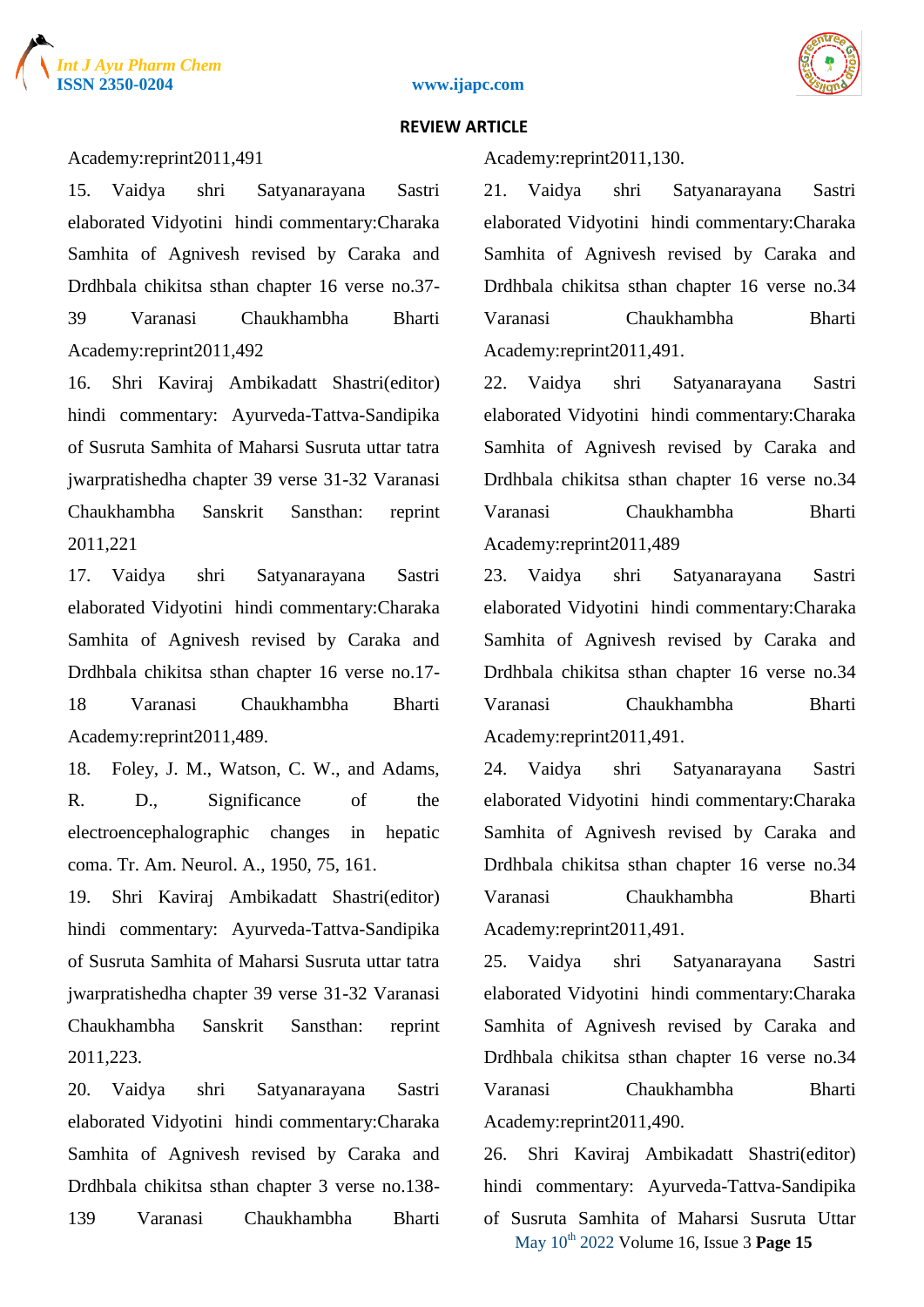Academy:reprint2011,491

15. Vaidya shri Satyanarayana Sastri elaborated Vidyotini hindi commentary:Charaka Samhita of Agnivesh revised by Caraka and Drdhbala chikitsa sthan chapter 16 verse no.37-39 Varanasi Chaukhambha Bharti Academy:reprint2011,492

16. Shri Kaviraj Ambikadatt Shastri(editor) hindi commentary: Ayurveda-Tattva-Sandipika of Susruta Samhita of Maharsi Susruta uttar tatra jwarpratishedha chapter 39 verse 31-32 Varanasi Chaukhambha Sanskrit Sansthan: reprint 2011,221

17. Vaidya shri Satyanarayana Sastri elaborated Vidyotini hindi commentary:Charaka Samhita of Agnivesh revised by Caraka and Drdhbala chikitsa sthan chapter 16 verse no.17-18 Varanasi Chaukhambha Bharti Academy:reprint2011,489.

18. Foley, J. M., Watson, C. W., and Adams, R. D., Significance of the electroencephalographic changes in hepatic coma. Tr. Am. Neurol. A., 1950, 75, 161.

19. Shri Kaviraj Ambikadatt Shastri(editor) hindi commentary: Ayurveda-Tattva-Sandipika of Susruta Samhita of Maharsi Susruta uttar tatra jwarpratishedha chapter 39 verse 31-32 Varanasi Chaukhambha Sanskrit Sansthan: reprint 2011,223.

20. Vaidya shri Satyanarayana Sastri elaborated Vidyotini hindi commentary:Charaka Samhita of Agnivesh revised by Caraka and Drdhbala chikitsa sthan chapter 3 verse no.138-139 Varanasi Chaukhambha Bharti Academy:reprint2011,130.

21. Vaidya shri Satyanarayana Sastri elaborated Vidyotini hindi commentary:Charaka Samhita of Agnivesh revised by Caraka and Drdhbala chikitsa sthan chapter 16 verse no.34 Varanasi Chaukhambha Bharti Academy:reprint2011,491.

22. Vaidya shri Satyanarayana Sastri elaborated Vidyotini hindi commentary:Charaka Samhita of Agnivesh revised by Caraka and Drdhbala chikitsa sthan chapter 16 verse no.34 Varanasi Chaukhambha Bharti Academy:reprint2011,489

23. Vaidya shri Satyanarayana Sastri elaborated Vidyotini hindi commentary:Charaka Samhita of Agnivesh revised by Caraka and Drdhbala chikitsa sthan chapter 16 verse no.34 Varanasi Chaukhambha Bharti Academy:reprint2011,491.

24. Vaidya shri Satyanarayana Sastri elaborated Vidyotini hindi commentary:Charaka Samhita of Agnivesh revised by Caraka and Drdhbala chikitsa sthan chapter 16 verse no.34 Varanasi Chaukhambha Bharti Academy:reprint2011,491.

25. Vaidya shri Satyanarayana Sastri elaborated Vidyotini hindi commentary:Charaka Samhita of Agnivesh revised by Caraka and Drdhbala chikitsa sthan chapter 16 verse no.34 Varanasi Chaukhambha Bharti Academy:reprint2011,490.

26. Shri Kaviraj Ambikadatt Shastri(editor) hindi commentary: Ayurveda-Tattva-Sandipika of Susruta Samhita of Maharsi Susruta Uttar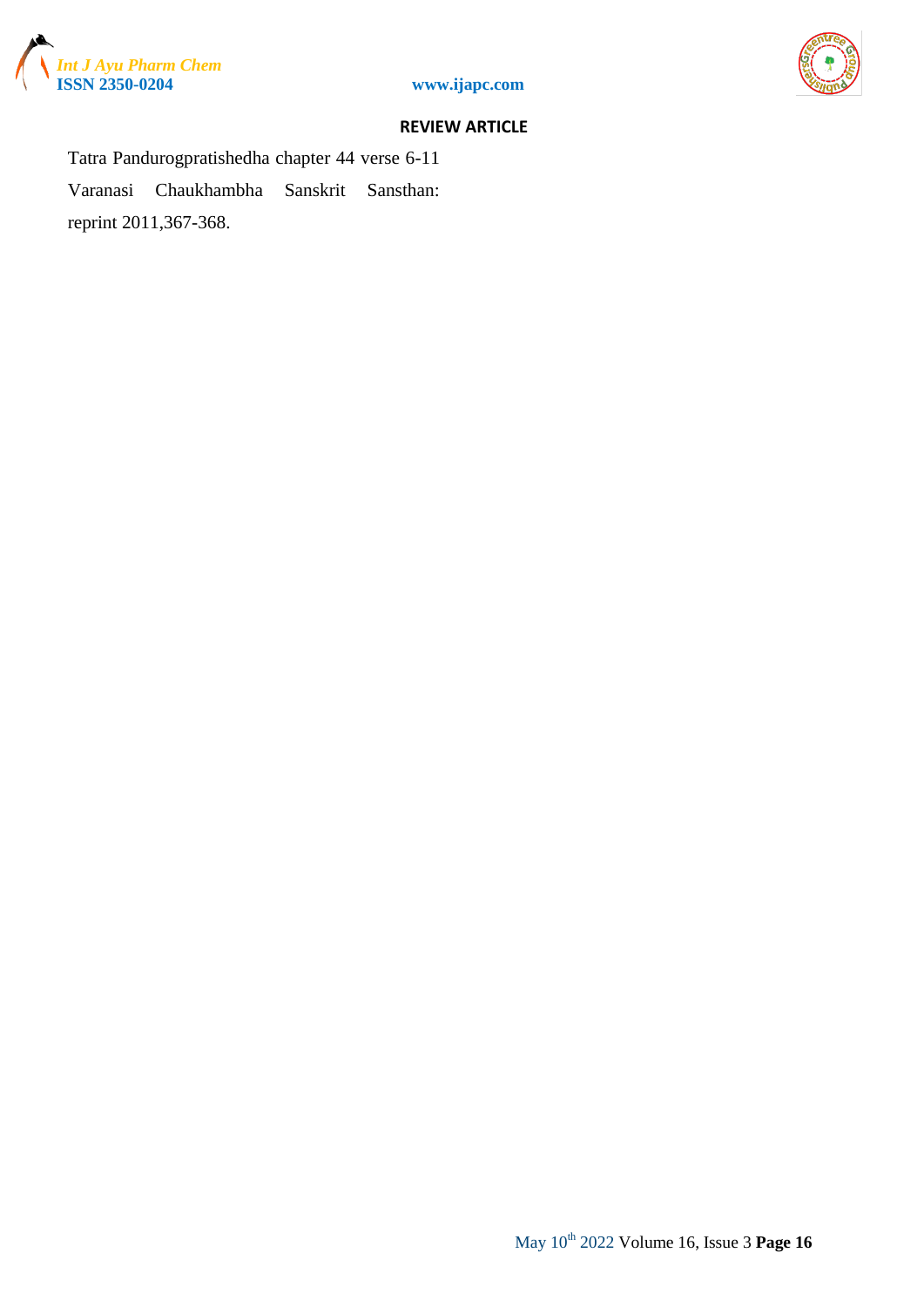Tatra Pandurogpratishedha chapter 44 verse 6-11 Varanasi Chaukhambha Sanskrit Sansthan: reprint 2011,367-368.